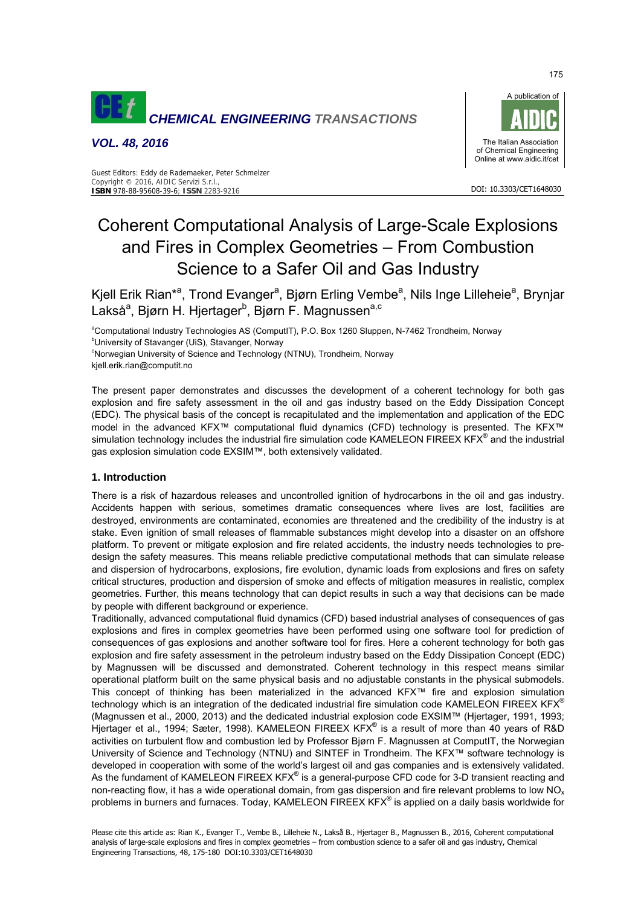# Coherent Computational Analysis of Large-Scale Explosions and Fires in Complex Geometries – From Combustion Science to a Safer Oil and Gas Industry

Kjell Erik Rian*[a], Trond Evanger[a], Bjørn Erling Vembe[a], Nils Inge Lilleheie[a], Brynjar Lakså[a], Bjørn H. Hjertager[b], Bjørn F. Magnussen[a,c]

[a]Computational Industry Technologies AS (ComputIT), P.O. Box 1260 Sluppen, N-7462 Trondheim, Norway
[b]University of Stavanger (UiS), Stavanger, Norway
[c]Norwegian University of Science and Technology (NTNU), Trondheim, Norway
kjell.erik.rian@computit.no

The present paper demonstrates and discusses the development of a coherent technology for both gas explosion and fire safety assessment in the oil and gas industry based on the Eddy Dissipation Concept (EDC). The physical basis of the concept is recapitulated and the implementation and application of the EDC model in the advanced KFX™ computational fluid dynamics (CFD) technology is presented. The KFX™ simulation technology includes the industrial fire simulation code KAMELEON FIREEX KFX® and the industrial gas explosion simulation code EXSIM™, both extensively validated.

## 1. Introduction

There is a risk of hazardous releases and uncontrolled ignition of hydrocarbons in the oil and gas industry. Accidents happen with serious, sometimes dramatic consequences where lives are lost, facilities are destroyed, environments are contaminated, economies are threatened and the credibility of the industry is at stake. Even ignition of small releases of flammable substances might develop into a disaster on an offshore platform. To prevent or mitigate explosion and fire related accidents, the industry needs technologies to pre-design the safety measures. This means reliable predictive computational methods that can simulate release and dispersion of hydrocarbons, explosions, fire evolution, dynamic loads from explosions and fires on safety critical structures, production and dispersion of smoke and effects of mitigation measures in realistic, complex geometries. Further, this means technology that can depict results in such a way that decisions can be made by people with different background or experience.

Traditionally, advanced computational fluid dynamics (CFD) based industrial analyses of consequences of gas explosions and fires in complex geometries have been performed using one software tool for prediction of consequences of gas explosions and another software tool for fires. Here a coherent technology for both gas explosion and fire safety assessment in the petroleum industry based on the Eddy Dissipation Concept (EDC) by Magnussen will be discussed and demonstrated. Coherent technology in this respect means similar operational platform built on the same physical basis and no adjustable constants in the physical submodels. This concept of thinking has been materialized in the advanced KFX™ fire and explosion simulation technology which is an integration of the dedicated industrial fire simulation code KAMELEON FIREEX KFX® (Magnussen et al., 2000, 2013) and the dedicated industrial explosion code EXSIM™ (Hjertager, 1991, 1993; Hjertager et al., 1994; Sæter, 1998). KAMELEON FIREEX KFX® is a result of more than 40 years of R&D activities on turbulent flow and combustion led by Professor Bjørn F. Magnussen at ComputIT, the Norwegian University of Science and Technology (NTNU) and SINTEF in Trondheim. The KFX™ software technology is developed in cooperation with some of the world's largest oil and gas companies and is extensively validated. As the fundament of KAMELEON FIREEX KFX® is a general-purpose CFD code for 3-D transient reacting and non-reacting flow, it has a wide operational domain, from gas dispersion and fire relevant problems to low $NO_x$ problems in burners and furnaces. Today, KAMELEON FIREEX KFX® is applied on a daily basis worldwide for

Please cite this article as: Rian K., Evanger T., Vembe B., Lilleheie N., Lakså B., Hjertager B., Magnussen B., 2016, Coherent computational analysis of large-scale explosions and fires in complex geometries – from combustion science to a safer oil and gas industry, Chemical Engineering Transactions, 48, 175-180 DOI:10.3303/CET1648030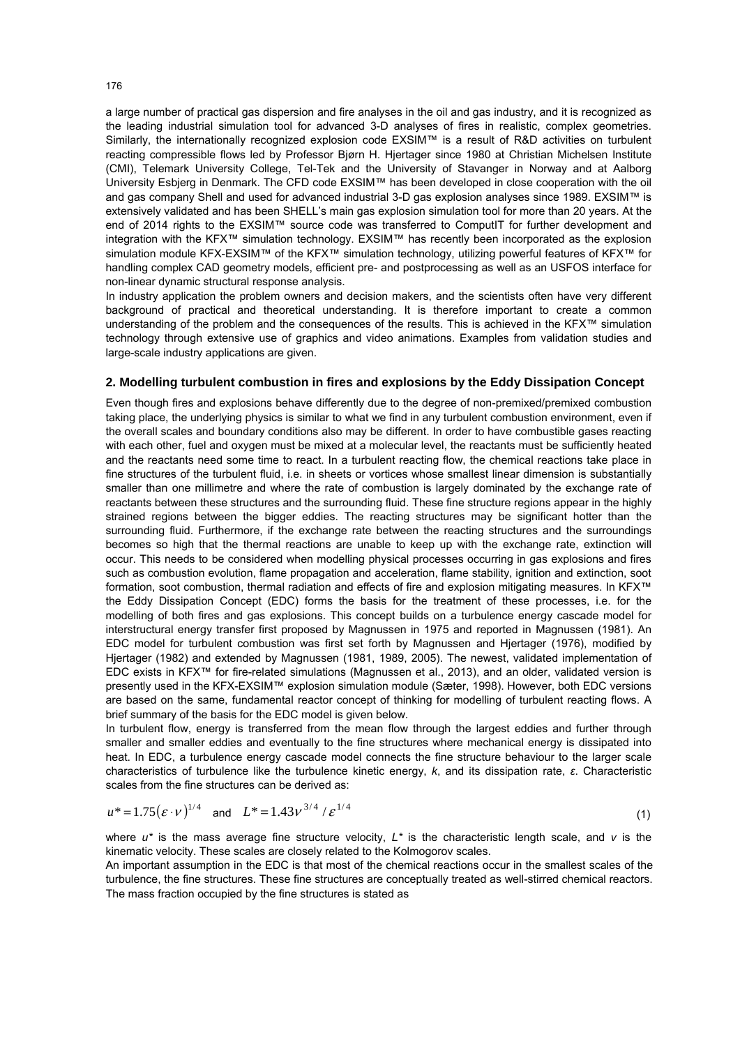a large number of practical gas dispersion and fire analyses in the oil and gas industry, and it is recognized as the leading industrial simulation tool for advanced 3-D analyses of fires in realistic, complex geometries. Similarly, the internationally recognized explosion code EXSIM™ is a result of R&D activities on turbulent reacting compressible flows led by Professor Bjørn H. Hjertager since 1980 at Christian Michelsen Institute (CMI), Telemark University College, Tel-Tek and the University of Stavanger in Norway and at Aalborg University Esbjerg in Denmark. The CFD code EXSIM™ has been developed in close cooperation with the oil and gas company Shell and used for advanced industrial 3-D gas explosion analyses since 1989. EXSIM™ is extensively validated and has been SHELL's main gas explosion simulation tool for more than 20 years. At the end of 2014 rights to the EXSIM™ source code was transferred to ComputIT for further development and integration with the KFX™ simulation technology. EXSIM™ has recently been incorporated as the explosion simulation module KFX-EXSIM™ of the KFX™ simulation technology, utilizing powerful features of KFX™ for handling complex CAD geometry models, efficient pre- and postprocessing as well as an USFOS interface for non-linear dynamic structural response analysis.

In industry application the problem owners and decision makers, and the scientists often have very different background of practical and theoretical understanding. It is therefore important to create a common understanding of the problem and the consequences of the results. This is achieved in the KFX™ simulation technology through extensive use of graphics and video animations. Examples from validation studies and large-scale industry applications are given.

## 2. Modelling turbulent combustion in fires and explosions by the Eddy Dissipation Concept

Even though fires and explosions behave differently due to the degree of non-premixed/premixed combustion taking place, the underlying physics is similar to what we find in any turbulent combustion environment, even if the overall scales and boundary conditions also may be different. In order to have combustible gases reacting with each other, fuel and oxygen must be mixed at a molecular level, the reactants must be sufficiently heated and the reactants need some time to react. In a turbulent reacting flow, the chemical reactions take place in fine structures of the turbulent fluid, i.e. in sheets or vortices whose smallest linear dimension is substantially smaller than one millimetre and where the rate of combustion is largely dominated by the exchange rate of reactants between these structures and the surrounding fluid. These fine structure regions appear in the highly strained regions between the bigger eddies. The reacting structures may be significant hotter than the surrounding fluid. Furthermore, if the exchange rate between the reacting structures and the surroundings becomes so high that the thermal reactions are unable to keep up with the exchange rate, extinction will occur. This needs to be considered when modelling physical processes occurring in gas explosions and fires such as combustion evolution, flame propagation and acceleration, flame stability, ignition and extinction, soot formation, soot combustion, thermal radiation and effects of fire and explosion mitigating measures. In KFX™ the Eddy Dissipation Concept (EDC) forms the basis for the treatment of these processes, i.e. for the modelling of both fires and gas explosions. This concept builds on a turbulence energy cascade model for interstructural energy transfer first proposed by Magnussen in 1975 and reported in Magnussen (1981). An EDC model for turbulent combustion was first set forth by Magnussen and Hjertager (1976), modified by Hjertager (1982) and extended by Magnussen (1981, 1989, 2005). The newest, validated implementation of EDC exists in KFX™ for fire-related simulations (Magnussen et al., 2013), and an older, validated version is presently used in the KFX-EXSIM™ explosion simulation module (Sæter, 1998). However, both EDC versions are based on the same, fundamental reactor concept of thinking for modelling of turbulent reacting flows. A brief summary of the basis for the EDC model is given below.

In turbulent flow, energy is transferred from the mean flow through the largest eddies and further through smaller and smaller eddies and eventually to the fine structures where mechanical energy is dissipated into heat. In EDC, a turbulence energy cascade model connects the fine structure behaviour to the larger scale characteristics of turbulence like the turbulence kinetic energy, $k$, and its dissipation rate, $\varepsilon$. Characteristic scales from the fine structures can be derived as:

$$u^* = 1.75(\varepsilon \cdot \nu)^{1/4} \quad \text{and} \quad L^* = 1.43\nu^{3/4}/\varepsilon^{1/4} \tag{1}$$

where $u^*$ is the mass average fine structure velocity, $L^*$ is the characteristic length scale, and $\nu$ is the kinematic velocity. These scales are closely related to the Kolmogorov scales.

An important assumption in the EDC is that most of the chemical reactions occur in the smallest scales of the turbulence, the fine structures. These fine structures are conceptually treated as well-stirred chemical reactors. The mass fraction occupied by the fine structures is stated as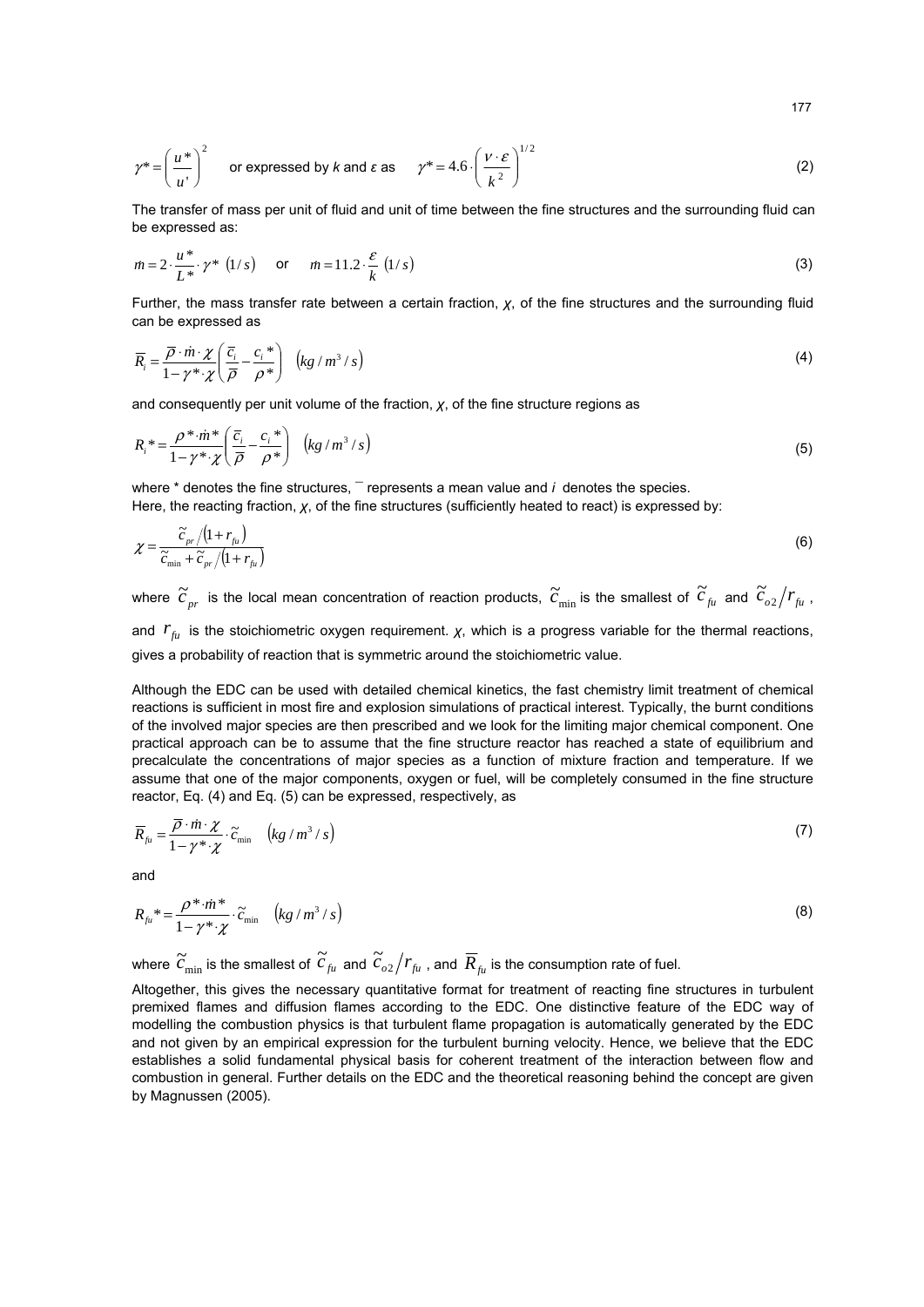$$\gamma^* = \left(\frac{u^*}{u'}\right)^2 \quad \text{or expressed by } k \text{ and } \varepsilon \text{ as} \quad \gamma^* = 4.6 \cdot \left(\frac{\nu \cdot \varepsilon}{k^2}\right)^{1/2} \tag{2}$$

The transfer of mass per unit of fluid and unit of time between the fine structures and the surrounding fluid can be expressed as:

$$\dot{m} = 2 \cdot \frac{u^*}{L^*} \cdot \gamma^* \ (1/s) \quad \text{or} \quad \dot{m} = 11.2 \cdot \frac{\varepsilon}{k} \ (1/s) \tag{3}$$

Further, the mass transfer rate between a certain fraction, $\chi$, of the fine structures and the surrounding fluid can be expressed as

$$\overline{R}_i = \frac{\overline{\rho} \cdot \dot{m} \cdot \chi}{1 - \gamma^* \cdot \chi} \left( \frac{\overline{c}_i}{\overline{\rho}} - \frac{c_i^*}{\rho^*} \right) \quad \left(kg/m^3/s\right) \tag{4}$$

and consequently per unit volume of the fraction, $\chi$, of the fine structure regions as

$$R_i^* = \frac{\rho^* \cdot \dot{m}^*}{1 - \gamma^* \cdot \chi} \left( \frac{\overline{c}_i}{\overline{\rho}} - \frac{c_i^*}{\rho^*} \right) \quad \left(kg/m^3/s\right) \tag{5}$$

where * denotes the fine structures, ¯ represents a mean value and $i$ denotes the species.
Here, the reacting fraction, $\chi$, of the fine structures (sufficiently heated to react) is expressed by:

$$\chi = \frac{\tilde{c}_{pr} / (1 + r_{fu})}{\tilde{c}_{\min} + \tilde{c}_{pr} / (1 + r_{fu})} \tag{6}$$

where $\tilde{c}_{pr}$ is the local mean concentration of reaction products, $\tilde{c}_{\min}$ is the smallest of $\tilde{c}_{fu}$ and $\tilde{c}_{o2}/r_{fu}$, and $r_{fu}$ is the stoichiometric oxygen requirement. $\chi$, which is a progress variable for the thermal reactions, gives a probability of reaction that is symmetric around the stoichiometric value.

Although the EDC can be used with detailed chemical kinetics, the fast chemistry limit treatment of chemical reactions is sufficient in most fire and explosion simulations of practical interest. Typically, the burnt conditions of the involved major species are then prescribed and we look for the limiting major chemical component. One practical approach can be to assume that the fine structure reactor has reached a state of equilibrium and precalculate the concentrations of major species as a function of mixture fraction and temperature. If we assume that one of the major components, oxygen or fuel, will be completely consumed in the fine structure reactor, Eq. (4) and Eq. (5) can be expressed, respectively, as

$$\overline{R}_{fu} = \frac{\overline{\rho} \cdot \dot{m} \cdot \chi}{1 - \gamma^* \cdot \chi} \cdot \tilde{c}_{\min} \quad \left(kg/m^3/s\right) \tag{7}$$

and

$$R_{fu}^* = \frac{\rho^* \cdot \dot{m}^*}{1 - \gamma^* \cdot \chi} \cdot \tilde{c}_{\min} \quad \left(kg/m^3/s\right) \tag{8}$$

where $\tilde{c}_{\min}$ is the smallest of $\tilde{c}_{fu}$ and $\tilde{c}_{o2}/r_{fu}$, and $\overline{R}_{fu}$ is the consumption rate of fuel.

Altogether, this gives the necessary quantitative format for treatment of reacting fine structures in turbulent premixed flames and diffusion flames according to the EDC. One distinctive feature of the EDC way of modelling the combustion physics is that turbulent flame propagation is automatically generated by the EDC and not given by an empirical expression for the turbulent burning velocity. Hence, we believe that the EDC establishes a solid fundamental physical basis for coherent treatment of the interaction between flow and combustion in general. Further details on the EDC and the theoretical reasoning behind the concept are given by Magnussen (2005).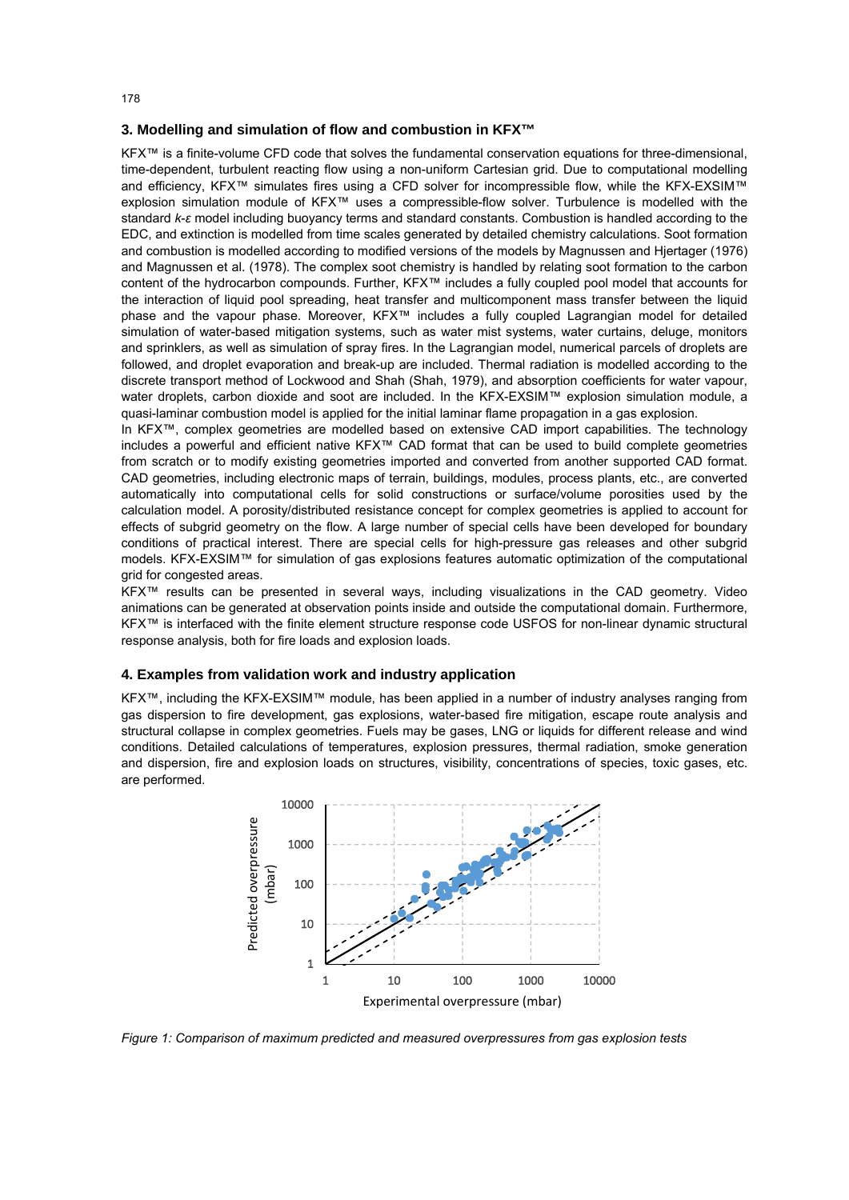## 3. Modelling and simulation of flow and combustion in KFX™

KFX™ is a finite-volume CFD code that solves the fundamental conservation equations for three-dimensional, time-dependent, turbulent reacting flow using a non-uniform Cartesian grid. Due to computational modelling and efficiency, KFX™ simulates fires using a CFD solver for incompressible flow, while the KFX-EXSIM™ explosion simulation module of KFX™ uses a compressible-flow solver. Turbulence is modelled with the standard $k$-$\varepsilon$ model including buoyancy terms and standard constants. Combustion is handled according to the EDC, and extinction is modelled from time scales generated by detailed chemistry calculations. Soot formation and combustion is modelled according to modified versions of the models by Magnussen and Hjertager (1976) and Magnussen et al. (1978). The complex soot chemistry is handled by relating soot formation to the carbon content of the hydrocarbon compounds. Further, KFX™ includes a fully coupled pool model that accounts for the interaction of liquid pool spreading, heat transfer and multicomponent mass transfer between the liquid phase and the vapour phase. Moreover, KFX™ includes a fully coupled Lagrangian model for detailed simulation of water-based mitigation systems, such as water mist systems, water curtains, deluge, monitors and sprinklers, as well as simulation of spray fires. In the Lagrangian model, numerical parcels of droplets are followed, and droplet evaporation and break-up are included. Thermal radiation is modelled according to the discrete transport method of Lockwood and Shah (Shah, 1979), and absorption coefficients for water vapour, water droplets, carbon dioxide and soot are included. In the KFX-EXSIM™ explosion simulation module, a quasi-laminar combustion model is applied for the initial laminar flame propagation in a gas explosion.

In KFX™, complex geometries are modelled based on extensive CAD import capabilities. The technology includes a powerful and efficient native KFX™ CAD format that can be used to build complete geometries from scratch or to modify existing geometries imported and converted from another supported CAD format. CAD geometries, including electronic maps of terrain, buildings, modules, process plants, etc., are converted automatically into computational cells for solid constructions or surface/volume porosities used by the calculation model. A porosity/distributed resistance concept for complex geometries is applied to account for effects of subgrid geometry on the flow. A large number of special cells have been developed for boundary conditions of practical interest. There are special cells for high-pressure gas releases and other subgrid models. KFX-EXSIM™ for simulation of gas explosions features automatic optimization of the computational grid for congested areas.

KFX™ results can be presented in several ways, including visualizations in the CAD geometry. Video animations can be generated at observation points inside and outside the computational domain. Furthermore, KFX™ is interfaced with the finite element structure response code USFOS for non-linear dynamic structural response analysis, both for fire loads and explosion loads.

## 4. Examples from validation work and industry application

KFX™, including the KFX-EXSIM™ module, has been applied in a number of industry analyses ranging from gas dispersion to fire development, gas explosions, water-based fire mitigation, escape route analysis and structural collapse in complex geometries. Fuels may be gases, LNG or liquids for different release and wind conditions. Detailed calculations of temperatures, explosion pressures, thermal radiation, smoke generation and dispersion, fire and explosion loads on structures, visibility, concentrations of species, toxic gases, etc. are performed.

*Figure 1: Comparison of maximum predicted and measured overpressures from gas explosion tests*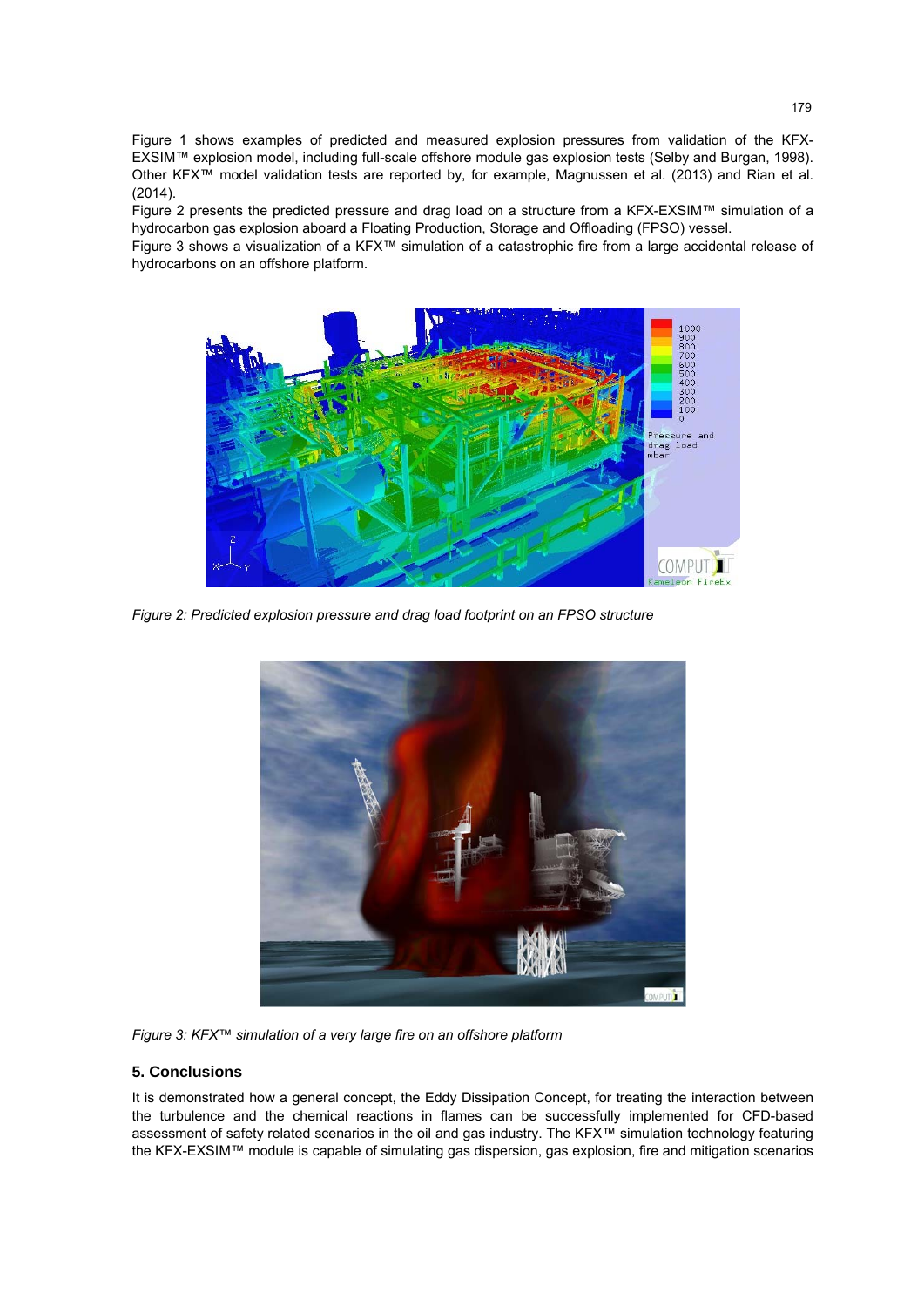Figure 1 shows examples of predicted and measured explosion pressures from validation of the KFX-EXSIM™ explosion model, including full-scale offshore module gas explosion tests (Selby and Burgan, 1998). Other KFX™ model validation tests are reported by, for example, Magnussen et al. (2013) and Rian et al. (2014).

Figure 2 presents the predicted pressure and drag load on a structure from a KFX-EXSIM™ simulation of a hydrocarbon gas explosion aboard a Floating Production, Storage and Offloading (FPSO) vessel.

Figure 3 shows a visualization of a KFX™ simulation of a catastrophic fire from a large accidental release of hydrocarbons on an offshore platform.

*Figure 2: Predicted explosion pressure and drag load footprint on an FPSO structure*

*Figure 3: KFX™ simulation of a very large fire on an offshore platform*

## 5. Conclusions

It is demonstrated how a general concept, the Eddy Dissipation Concept, for treating the interaction between the turbulence and the chemical reactions in flames can be successfully implemented for CFD-based assessment of safety related scenarios in the oil and gas industry. The KFX™ simulation technology featuring the KFX-EXSIM™ module is capable of simulating gas dispersion, gas explosion, fire and mitigation scenarios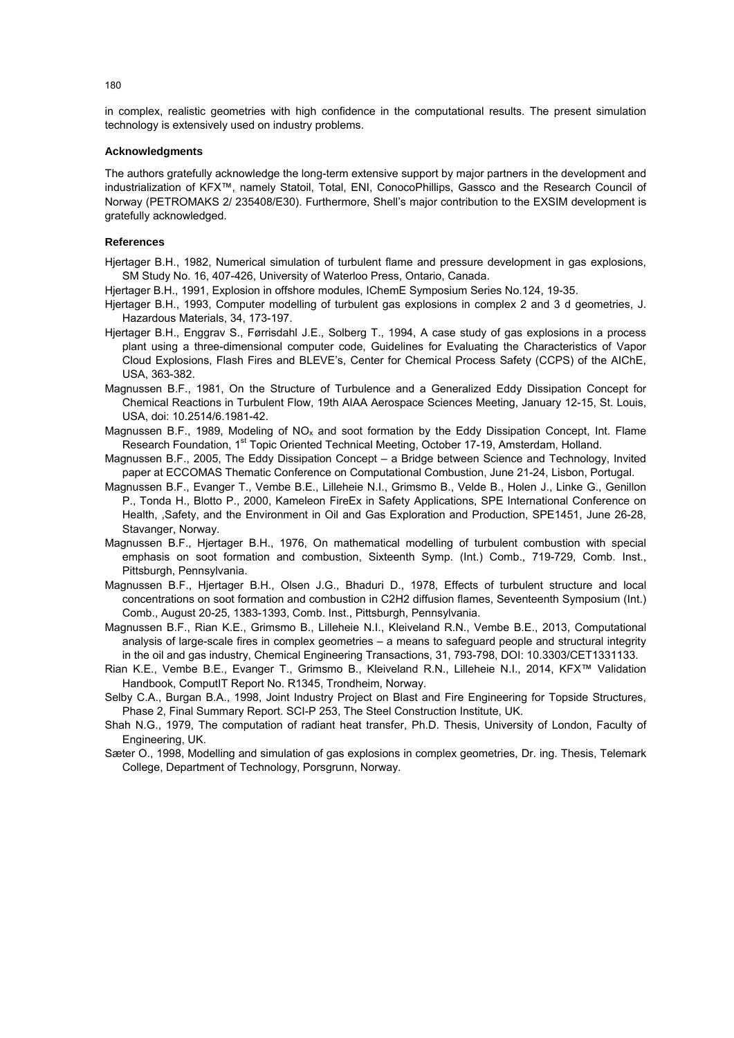in complex, realistic geometries with high confidence in the computational results. The present simulation technology is extensively used on industry problems.

## Acknowledgments

The authors gratefully acknowledge the long-term extensive support by major partners in the development and industrialization of KFX™, namely Statoil, Total, ENI, ConocoPhillips, Gassco and the Research Council of Norway (PETROMAKS 2/ 235408/E30). Furthermore, Shell's major contribution to the EXSIM development is gratefully acknowledged.

## References

Hjertager B.H., 1982, Numerical simulation of turbulent flame and pressure development in gas explosions, SM Study No. 16, 407-426, University of Waterloo Press, Ontario, Canada.

Hjertager B.H., 1991, Explosion in offshore modules, IChemE Symposium Series No.124, 19-35.

Hjertager B.H., 1993, Computer modelling of turbulent gas explosions in complex 2 and 3 d geometries, J. Hazardous Materials, 34, 173-197.

Hjertager B.H., Enggrav S., Førrisdahl J.E., Solberg T., 1994, A case study of gas explosions in a process plant using a three-dimensional computer code, Guidelines for Evaluating the Characteristics of Vapor Cloud Explosions, Flash Fires and BLEVE's, Center for Chemical Process Safety (CCPS) of the AIChE, USA, 363-382.

Magnussen B.F., 1981, On the Structure of Turbulence and a Generalized Eddy Dissipation Concept for Chemical Reactions in Turbulent Flow, 19th AIAA Aerospace Sciences Meeting, January 12-15, St. Louis, USA, doi: 10.2514/6.1981-42.

Magnussen B.F., 1989, Modeling of $NO_x$ and soot formation by the Eddy Dissipation Concept, Int. Flame Research Foundation, 1st Topic Oriented Technical Meeting, October 17-19, Amsterdam, Holland.

Magnussen B.F., 2005, The Eddy Dissipation Concept – a Bridge between Science and Technology, Invited paper at ECCOMAS Thematic Conference on Computational Combustion, June 21-24, Lisbon, Portugal.

Magnussen B.F., Evanger T., Vembe B.E., Lilleheie N.I., Grimsmo B., Velde B., Holen J., Linke G., Genillon P., Tonda H., Blotto P., 2000, Kameleon FireEx in Safety Applications, SPE International Conference on Health, ,Safety, and the Environment in Oil and Gas Exploration and Production, SPE1451, June 26-28, Stavanger, Norway.

Magnussen B.F., Hjertager B.H., 1976, On mathematical modelling of turbulent combustion with special emphasis on soot formation and combustion, Sixteenth Symp. (Int.) Comb., 719-729, Comb. Inst., Pittsburgh, Pennsylvania.

Magnussen B.F., Hjertager B.H., Olsen J.G., Bhaduri D., 1978, Effects of turbulent structure and local concentrations on soot formation and combustion in C2H2 diffusion flames, Seventeenth Symposium (Int.) Comb., August 20-25, 1383-1393, Comb. Inst., Pittsburgh, Pennsylvania.

Magnussen B.F., Rian K.E., Grimsmo B., Lilleheie N.I., Kleiveland R.N., Vembe B.E., 2013, Computational analysis of large-scale fires in complex geometries – a means to safeguard people and structural integrity in the oil and gas industry, Chemical Engineering Transactions, 31, 793-798, DOI: 10.3303/CET1331133.

Rian K.E., Vembe B.E., Evanger T., Grimsmo B., Kleiveland R.N., Lilleheie N.I., 2014, KFX™ Validation Handbook, ComputIT Report No. R1345, Trondheim, Norway.

Selby C.A., Burgan B.A., 1998, Joint Industry Project on Blast and Fire Engineering for Topside Structures, Phase 2, Final Summary Report. SCI-P 253, The Steel Construction Institute, UK.

Shah N.G., 1979, The computation of radiant heat transfer, Ph.D. Thesis, University of London, Faculty of Engineering, UK.

Sæter O., 1998, Modelling and simulation of gas explosions in complex geometries, Dr. ing. Thesis, Telemark College, Department of Technology, Porsgrunn, Norway.